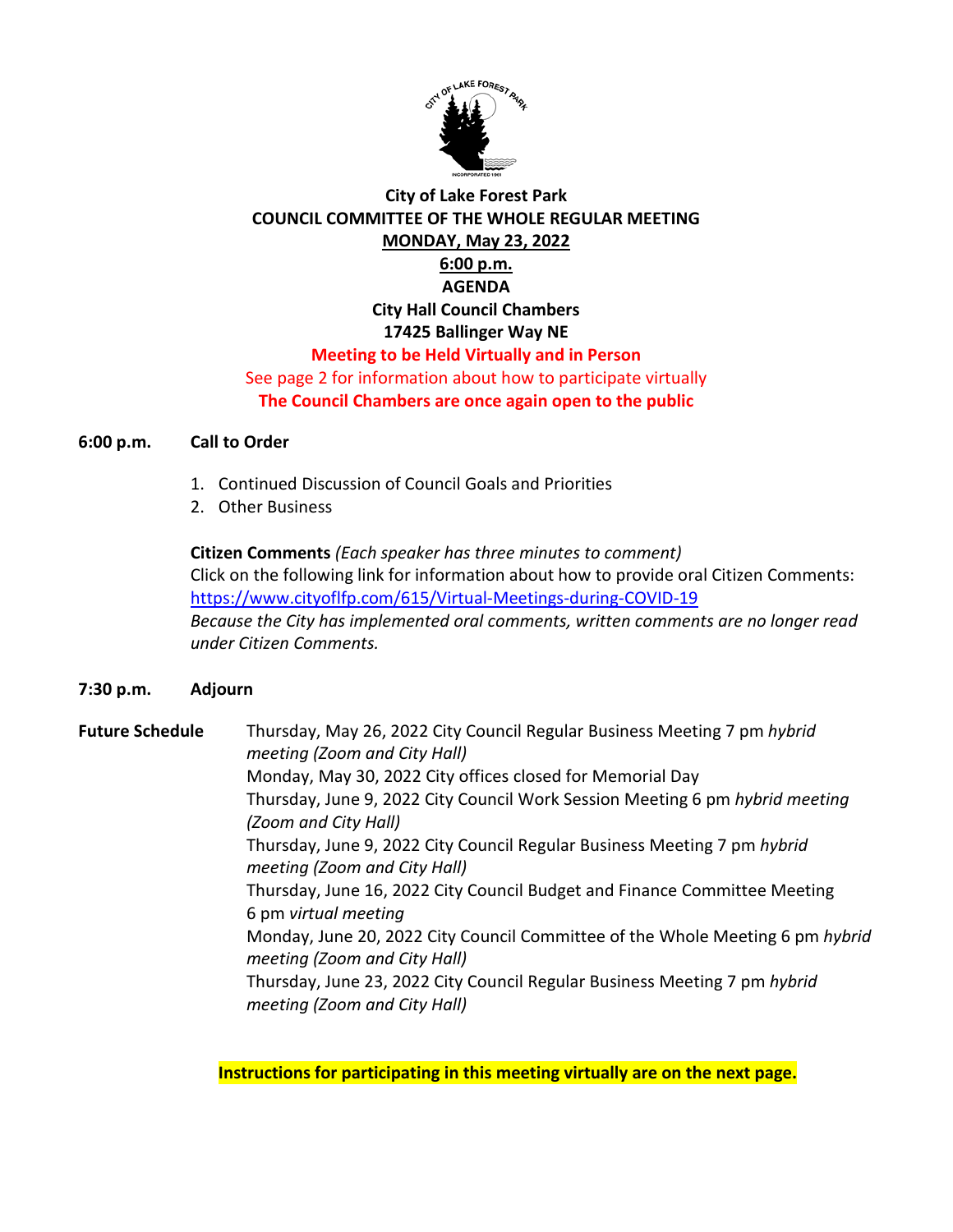# City of Lake Forest Park

## COUNCIL COMMITTEE OF THE WHOLE REGULAR MEETING

**MONDAY, May 23, 2022**

**6:00 p.m.**

**AGENDA**

**City Hall Council Chambers**

**17425 Ballinger Way NE**

**Meeting to be Held Virtually and in Person**

See page 2 for information about how to participate virtually

**The Council Chambers are once again open to the public**

**6:00 p.m. Call to Order**

1. Continued Discussion of Council Goals and Priorities
2. Other Business

**Citizen Comments** *(Each speaker has three minutes to comment)*
Click on the following link for information about how to provide oral Citizen Comments: https://www.cityoflfp.com/615/Virtual-Meetings-during-COVID-19
*Because the City has implemented oral comments, written comments are no longer read under Citizen Comments.*

**7:30 p.m. Adjourn**

**Future Schedule**

Thursday, May 26, 2022 City Council Regular Business Meeting 7 pm *hybrid meeting (Zoom and City Hall)*
Monday, May 30, 2022 City offices closed for Memorial Day
Thursday, June 9, 2022 City Council Work Session Meeting 6 pm *hybrid meeting (Zoom and City Hall)*
Thursday, June 9, 2022 City Council Regular Business Meeting 7 pm *hybrid meeting (Zoom and City Hall)*
Thursday, June 16, 2022 City Council Budget and Finance Committee Meeting 6 pm *virtual meeting*
Monday, June 20, 2022 City Council Committee of the Whole Meeting 6 pm *hybrid meeting (Zoom and City Hall)*
Thursday, June 23, 2022 City Council Regular Business Meeting 7 pm *hybrid meeting (Zoom and City Hall)*

**Instructions for participating in this meeting virtually are on the next page.**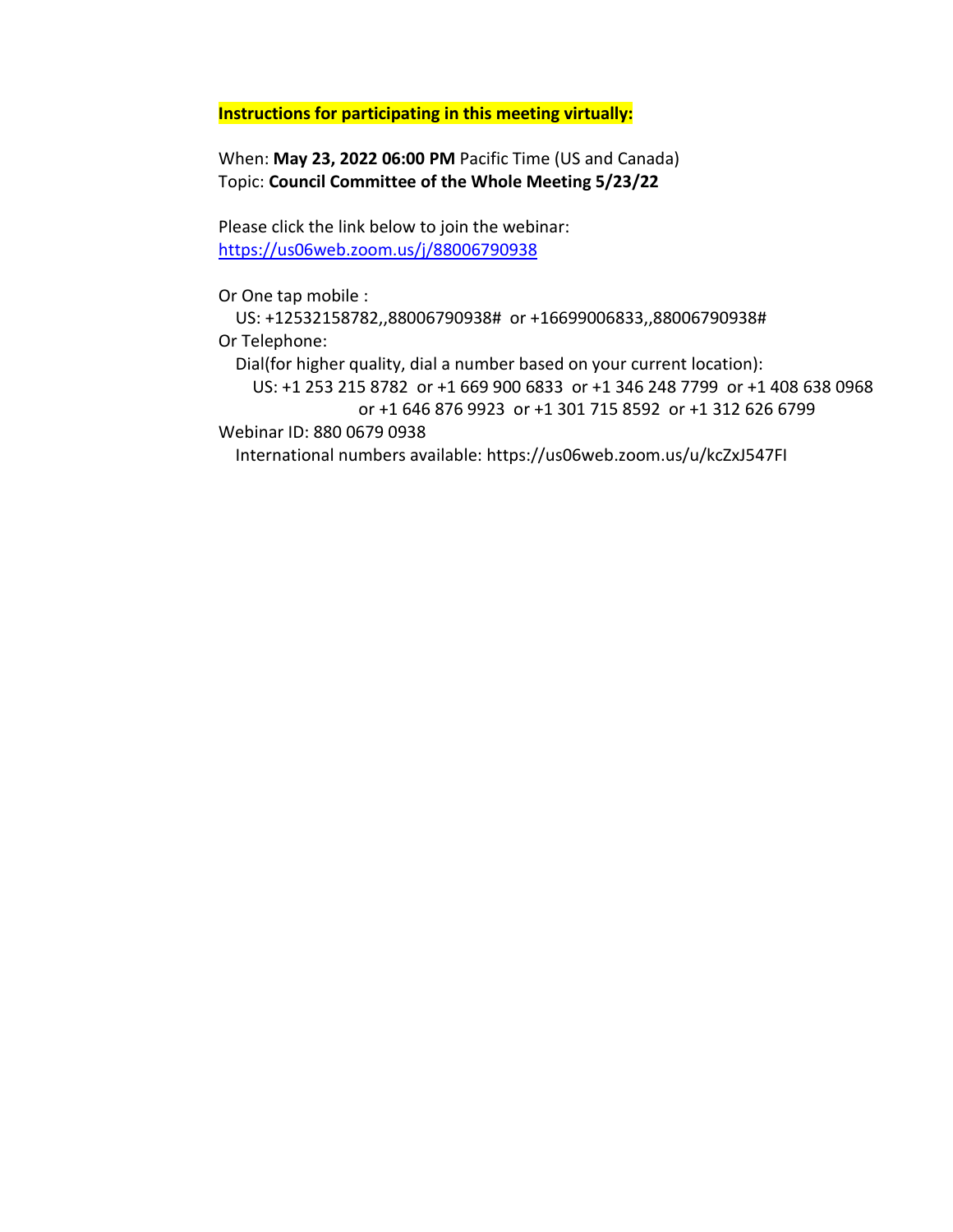**Instructions for participating in this meeting virtually:**

When: **May 23, 2022 06:00 PM** Pacific Time (US and Canada)
Topic: **Council Committee of the Whole Meeting 5/23/22**

Please click the link below to join the webinar:
[https://us06web.zoom.us/j/88006790938](https://us06web.zoom.us/j/88006790938)

Or One tap mobile :
US: +12532158782,,88006790938# or +16699006833,,88006790938#
Or Telephone:
Dial(for higher quality, dial a number based on your current location):
US: +1 253 215 8782 or +1 669 900 6833 or +1 346 248 7799 or +1 408 638 0968 or +1 646 876 9923 or +1 301 715 8592 or +1 312 626 6799
Webinar ID: 880 0679 0938
International numbers available: https://us06web.zoom.us/u/kcZxJ547FI